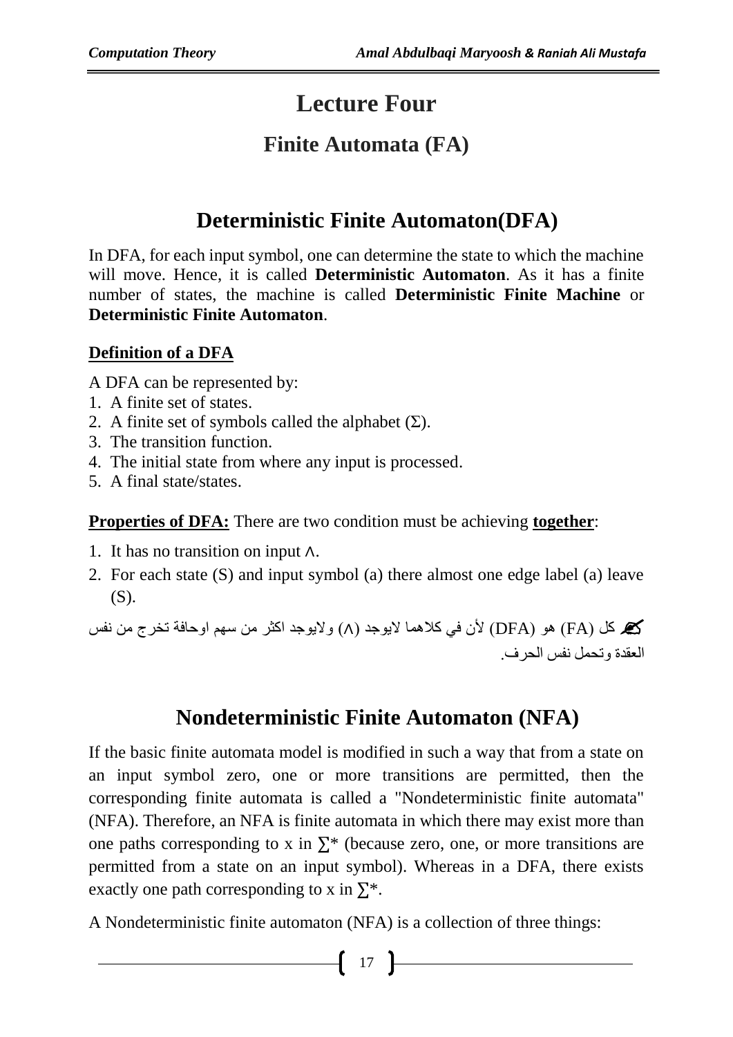# Lecture Four

## Finite Automata (FA)

## Deterministic Finite Automaton(DFA)

In DFA, for each input symbol, one can determine the state to which the machine will move. Hence, it is called **Deterministic Automaton**. As it has a finite number of states, the machine is called **Deterministic Finite Machine** or **Deterministic Finite Automaton**.

**Definition of a DFA**

A DFA can be represented by:

1. A finite set of states.
2. A finite set of symbols called the alphabet (Σ).
3. The transition function.
4. The initial state from where any input is processed.
5. A final state/states.

**Properties of DFA:** There are two condition must be achieving **together**:

1. It has no transition on input Λ.
2. For each state (S) and input symbol (a) there almost one edge label (a) leave (S).

✍ كل (FA) هو (DFA) لأن في كلاهما لايوجد (Λ) ولايوجد اكثر من سهم اوحافة تخرج من نفس العقدة وتحمل نفس الحرف.

## Nondeterministic Finite Automaton (NFA)

If the basic finite automata model is modified in such a way that from a state on an input symbol zero, one or more transitions are permitted, then the corresponding finite automata is called a "Nondeterministic finite automata" (NFA). Therefore, an NFA is finite automata in which there may exist more than one paths corresponding to x in $\sum^*$ (because zero, one, or more transitions are permitted from a state on an input symbol). Whereas in a DFA, there exists exactly one path corresponding to x in $\sum^*$.

A Nondeterministic finite automaton (NFA) is a collection of three things: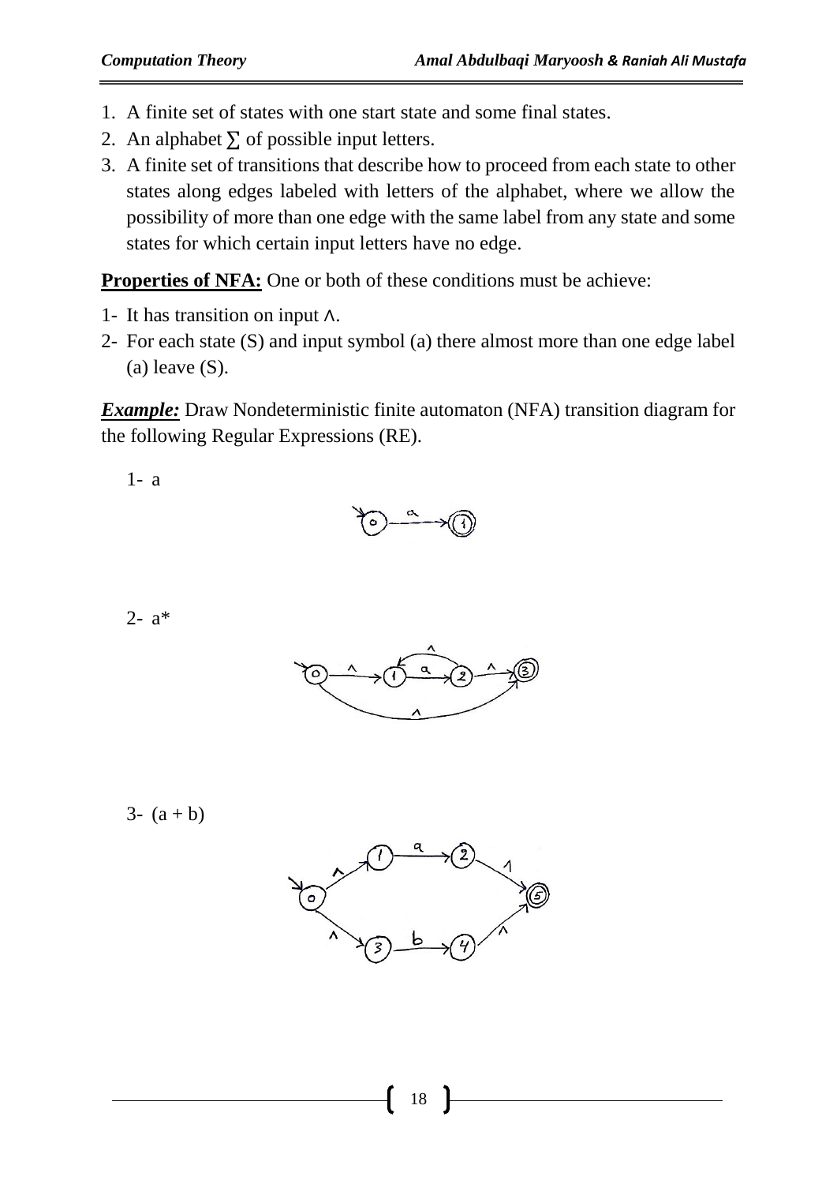1. A finite set of states with one start state and some final states.
2. An alphabet ∑ of possible input letters.
3. A finite set of transitions that describe how to proceed from each state to other states along edges labeled with letters of the alphabet, where we allow the possibility of more than one edge with the same label from any state and some states for which certain input letters have no edge.

**Properties of NFA:** One or both of these conditions must be achieve:

1- It has transition on input ∧.

2- For each state (S) and input symbol (a) there almost more than one edge label (a) leave (S).

***Example:*** Draw Nondeterministic finite automaton (NFA) transition diagram for the following Regular Expressions (RE).

1- a

2- a*

3- (a + b)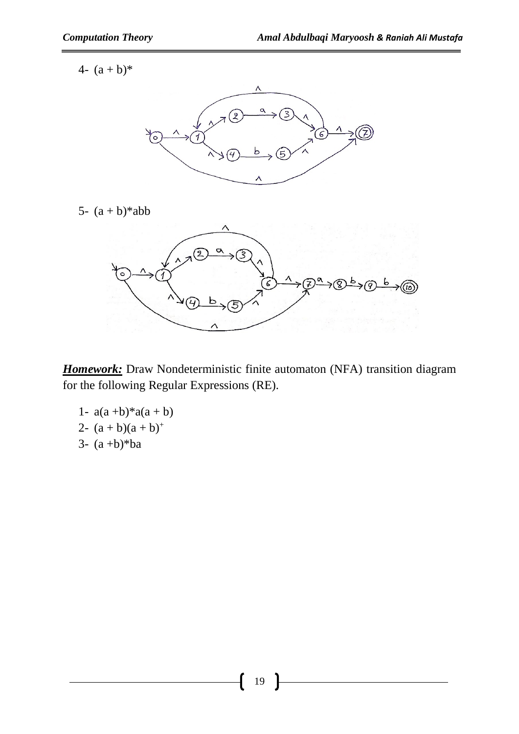4- (a + b)*

5- (a + b)*abb

***Homework:*** Draw Nondeterministic finite automaton (NFA) transition diagram for the following Regular Expressions (RE).

1- a(a +b)*a(a + b)
2- $(a + b)(a + b)^+$
3- (a +b)*ba